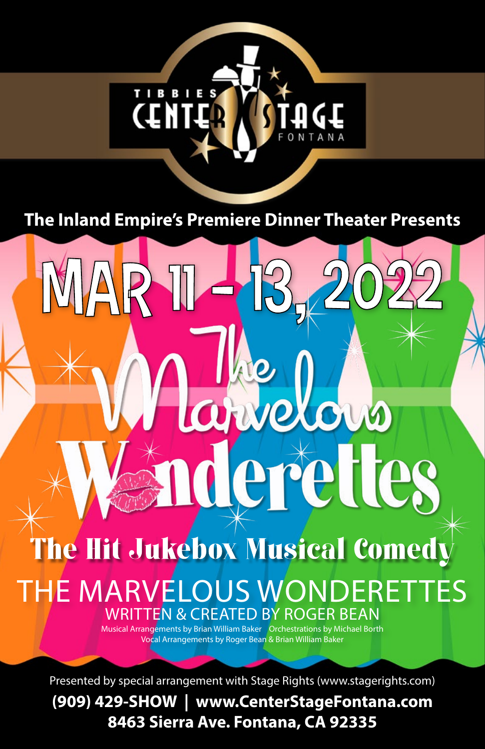TIBBIES CENTER STAGE FONTANA

**The Inland Empire's Premiere Dinner Theater Presents**

# MAR 11 - 13, 2022

# The Marvelous Wonderettes

## The Hit Jukebox Musical Comedy

## THE MARVELOUS WONDERETTES

### WRITTEN & CREATED BY ROGER BEAN

Musical Arrangements by Brian William Baker   Orchestrations by Michael Borth
Vocal Arrangements by Roger Bean & Brian William Baker

Presented by special arrangement with Stage Rights (www.stagerights.com)

**(909) 429-SHOW | www.CenterStageFontana.com**

**8463 Sierra Ave. Fontana, CA 92335**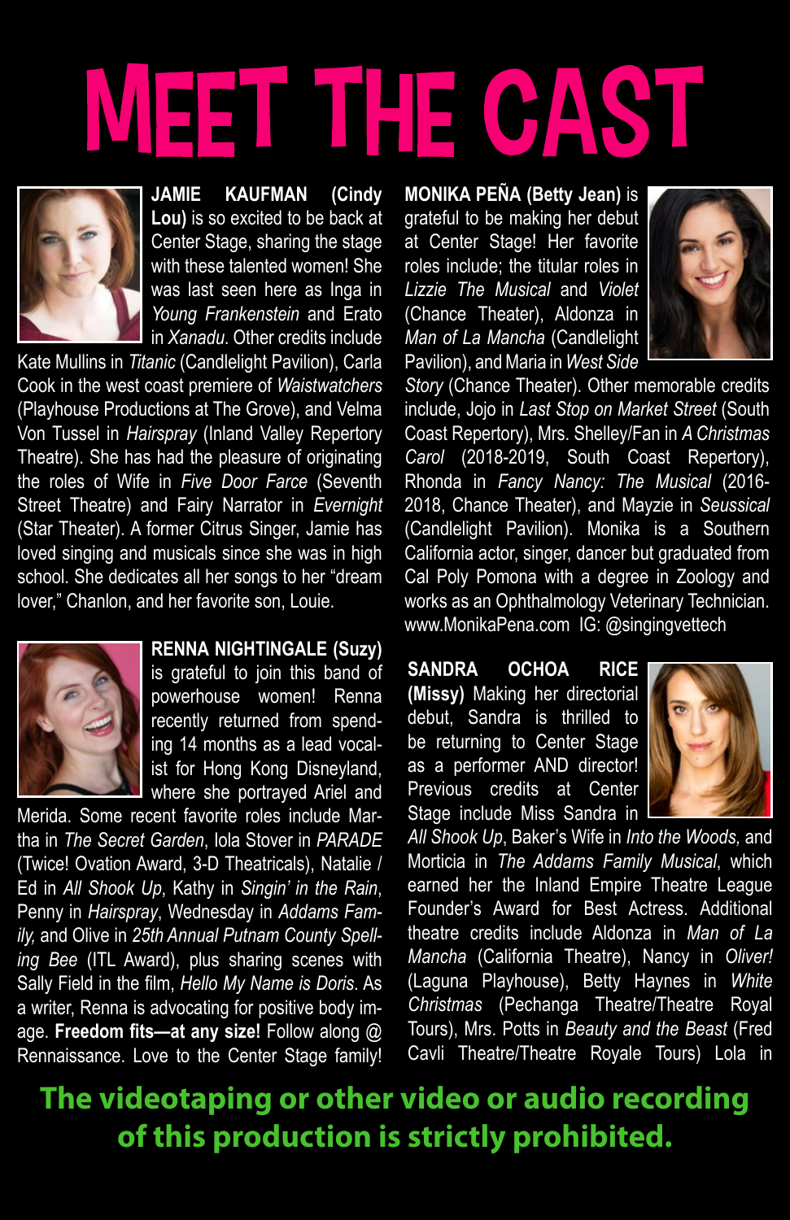# MEET THE CAST

**JAMIE KAUFMAN (Cindy Lou)** is so excited to be back at Center Stage, sharing the stage with these talented women! She was last seen here as Inga in *Young Frankenstein* and Erato in *Xanadu*. Other credits include Kate Mullins in *Titanic* (Candlelight Pavilion), Carla Cook in the west coast premiere of *Waistwatchers* (Playhouse Productions at The Grove), and Velma Von Tussel in *Hairspray* (Inland Valley Repertory Theatre). She has had the pleasure of originating the roles of Wife in *Five Door Farce* (Seventh Street Theatre) and Fairy Narrator in *Evernight* (Star Theater). A former Citrus Singer, Jamie has loved singing and musicals since she was in high school. She dedicates all her songs to her "dream lover," Chanlon, and her favorite son, Louie.

**RENNA NIGHTINGALE (Suzy)** is grateful to join this band of powerhouse women! Renna recently returned from spending 14 months as a lead vocalist for Hong Kong Disneyland, where she portrayed Ariel and Merida. Some recent favorite roles include Martha in *The Secret Garden*, Iola Stover in *PARADE* (Twice! Ovation Award, 3-D Theatricals), Natalie / Ed in *All Shook Up*, Kathy in *Singin' in the Rain*, Penny in *Hairspray*, Wednesday in *Addams Family*, and Olive in *25th Annual Putnam County Spelling Bee* (ITL Award), plus sharing scenes with Sally Field in the film, *Hello My Name is Doris*. As a writer, Renna is advocating for positive body image. **Freedom fits—at any size!** Follow along @ Rennaissance. Love to the Center Stage family!

**MONIKA PEÑA (Betty Jean)** is grateful to be making her debut at Center Stage! Her favorite roles include; the titular roles in *Lizzie The Musical* and *Violet* (Chance Theater), Aldonza in *Man of La Mancha* (Candlelight Pavilion), and Maria in *West Side Story* (Chance Theater). Other memorable credits include, Jojo in *Last Stop on Market Street* (South Coast Repertory), Mrs. Shelley/Fan in *A Christmas Carol* (2018-2019, South Coast Repertory), Rhonda in *Fancy Nancy: The Musical* (2016-2018, Chance Theater), and Mayzie in *Seussical* (Candlelight Pavilion). Monika is a Southern California actor, singer, dancer but graduated from Cal Poly Pomona with a degree in Zoology and works as an Ophthalmology Veterinary Technician. www.MonikaPena.com IG: @singingvettech

**SANDRA OCHOA RICE (Missy)** Making her directorial debut, Sandra is thrilled to be returning to Center Stage as a performer AND director! Previous credits at Center Stage include Miss Sandra in *All Shook Up*, Baker's Wife in *Into the Woods,* and Morticia in *The Addams Family Musical*, which earned her the Inland Empire Theatre League Founder's Award for Best Actress. Additional theatre credits include Aldonza in *Man of La Mancha* (California Theatre), Nancy in *Oliver!* (Laguna Playhouse), Betty Haynes in *White Christmas* (Pechanga Theatre/Theatre Royal Tours), Mrs. Potts in *Beauty and the Beast* (Fred Cavli Theatre/Theatre Royale Tours) Lola in

**The videotaping or other video or audio recording of this production is strictly prohibited.**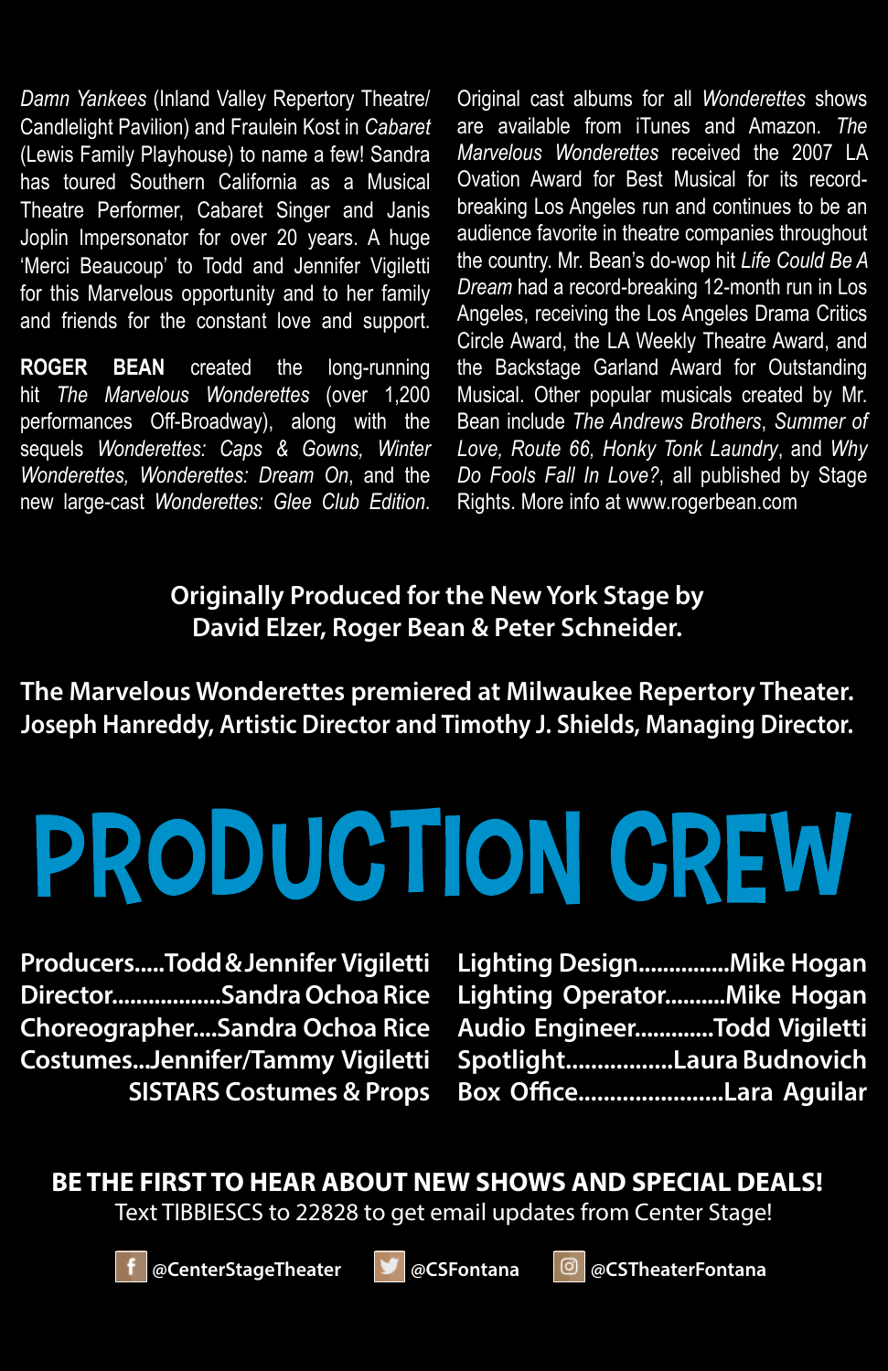*Damn Yankees* (Inland Valley Repertory Theatre/ Candlelight Pavilion) and Fraulein Kost in *Cabaret* (Lewis Family Playhouse) to name a few! Sandra has toured Southern California as a Musical Theatre Performer, Cabaret Singer and Janis Joplin Impersonator for over 20 years. A huge 'Merci Beaucoup' to Todd and Jennifer Vigiletti for this Marvelous opportunity and to her family and friends for the constant love and support.

**ROGER BEAN** created the long-running hit *The Marvelous Wonderettes* (over 1,200 performances Off-Broadway), along with the sequels *Wonderettes: Caps & Gowns, Winter Wonderettes, Wonderettes: Dream On*, and the new large-cast *Wonderettes: Glee Club Edition*. Original cast albums for all *Wonderettes* shows are available from iTunes and Amazon. *The Marvelous Wonderettes* received the 2007 LA Ovation Award for Best Musical for its record-breaking Los Angeles run and continues to be an audience favorite in theatre companies throughout the country. Mr. Bean's do-wop hit *Life Could Be A Dream* had a record-breaking 12-month run in Los Angeles, receiving the Los Angeles Drama Critics Circle Award, the LA Weekly Theatre Award, and the Backstage Garland Award for Outstanding Musical. Other popular musicals created by Mr. Bean include *The Andrews Brothers*, *Summer of Love, Route 66, Honky Tonk Laundry*, and *Why Do Fools Fall In Love?*, all published by Stage Rights. More info at www.rogerbean.com

**Originally Produced for the New York Stage by David Elzer, Roger Bean & Peter Schneider.**

**The Marvelous Wonderettes premiered at Milwaukee Repertory Theater. Joseph Hanreddy, Artistic Director and Timothy J. Shields, Managing Director.**

# PRODUCTION CREW

**Producers.....Todd & Jennifer Vigiletti**
**Director..................Sandra Ochoa Rice**
**Choreographer....Sandra Ochoa Rice**
**Costumes...Jennifer/Tammy Vigiletti**
**SISTARS Costumes & Props**
**Lighting Design...............Mike Hogan**
**Lighting Operator..........Mike Hogan**
**Audio Engineer.............Todd Vigiletti**
**Spotlight.................Laura Budnovich**
**Box Office.......................Lara Aguilar**

**BE THE FIRST TO HEAR ABOUT NEW SHOWS AND SPECIAL DEALS!**
Text TIBBIESCS to 22828 to get email updates from Center Stage!

@CenterStageTheater @CSFontana @CSTheaterFontana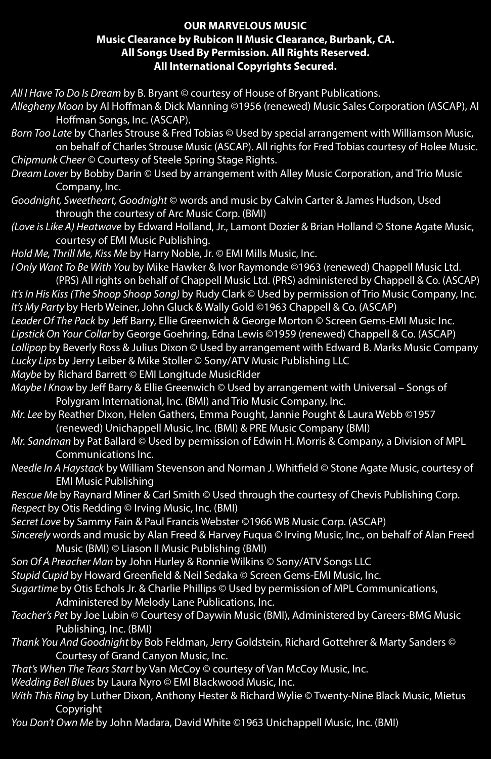**OUR MARVELOUS MUSIC**
**Music Clearance by Rubicon II Music Clearance, Burbank, CA.**
**All Songs Used By Permission. All Rights Reserved.**
**All International Copyrights Secured.**

*All I Have To Do Is Dream* by B. Bryant © courtesy of House of Bryant Publications.
*Allegheny Moon* by Al Hoffman & Dick Manning ©1956 (renewed) Music Sales Corporation (ASCAP), Al Hoffman Songs, Inc. (ASCAP).
*Born Too Late* by Charles Strouse & Fred Tobias © Used by special arrangement with Williamson Music, on behalf of Charles Strouse Music (ASCAP). All rights for Fred Tobias courtesy of Holee Music.
*Chipmunk Cheer* © Courtesy of Steele Spring Stage Rights.
*Dream Lover* by Bobby Darin © Used by arrangement with Alley Music Corporation, and Trio Music Company, Inc.
*Goodnight, Sweetheart, Goodnight* © words and music by Calvin Carter & James Hudson, Used through the courtesy of Arc Music Corp. (BMI)
*(Love is Like A) Heatwave* by Edward Holland, Jr., Lamont Dozier & Brian Holland © Stone Agate Music, courtesy of EMI Music Publishing.
*Hold Me, Thrill Me, Kiss Me* by Harry Noble, Jr. © EMI Mills Music, Inc.
*I Only Want To Be With You* by Mike Hawker & Ivor Raymonde ©1963 (renewed) Chappell Music Ltd. (PRS) All rights on behalf of Chappell Music Ltd. (PRS) administered by Chappell & Co. (ASCAP)
*It's In His Kiss (The Shoop Shoop Song)* by Rudy Clark © Used by permission of Trio Music Company, Inc.
*It's My Party* by Herb Weiner, John Gluck & Wally Gold ©1963 Chappell & Co. (ASCAP)
*Leader Of The Pack* by Jeff Barry, Ellie Greenwich & George Morton © Screen Gems-EMI Music Inc.
*Lipstick On Your Collar* by George Goehring, Edna Lewis ©1959 (renewed) Chappell & Co. (ASCAP)
*Lollipop* by Beverly Ross & Julius Dixon © Used by arrangement with Edward B. Marks Music Company
*Lucky Lips* by Jerry Leiber & Mike Stoller © Sony/ATV Music Publishing LLC
*Maybe* by Richard Barrett © EMI Longitude MusicRider
*Maybe I Know* by Jeff Barry & Ellie Greenwich © Used by arrangement with Universal – Songs of Polygram International, Inc. (BMI) and Trio Music Company, Inc.
*Mr. Lee* by Reather Dixon, Helen Gathers, Emma Pought, Jannie Pought & Laura Webb ©1957 (renewed) Unichappell Music, Inc. (BMI) & PRE Music Company (BMI)
*Mr. Sandman* by Pat Ballard © Used by permission of Edwin H. Morris & Company, a Division of MPL Communications Inc.
*Needle In A Haystack* by William Stevenson and Norman J. Whitfield © Stone Agate Music, courtesy of EMI Music Publishing
*Rescue Me* by Raynard Miner & Carl Smith © Used through the courtesy of Chevis Publishing Corp.
*Respect* by Otis Redding © Irving Music, Inc. (BMI)
*Secret Love* by Sammy Fain & Paul Francis Webster ©1966 WB Music Corp. (ASCAP)
*Sincerely* words and music by Alan Freed & Harvey Fuqua © Irving Music, Inc., on behalf of Alan Freed Music (BMI) © Liason II Music Publishing (BMI)
*Son Of A Preacher Man* by John Hurley & Ronnie Wilkins © Sony/ATV Songs LLC
*Stupid Cupid* by Howard Greenfield & Neil Sedaka © Screen Gems-EMI Music, Inc.
*Sugartime* by Otis Echols Jr. & Charlie Phillips © Used by permission of MPL Communications, Administered by Melody Lane Publications, Inc.
*Teacher's Pet* by Joe Lubin © Courtesy of Daywin Music (BMI), Administered by Careers-BMG Music Publishing, Inc. (BMI)
*Thank You And Goodnight* by Bob Feldman, Jerry Goldstein, Richard Gottehrer & Marty Sanders © Courtesy of Grand Canyon Music, Inc.
*That's When The Tears Start* by Van McCoy © courtesy of Van McCoy Music, Inc.
*Wedding Bell Blues* by Laura Nyro © EMI Blackwood Music, Inc.
*With This Ring* by Luther Dixon, Anthony Hester & Richard Wylie © Twenty-Nine Black Music, Mietus Copyright
*You Don't Own Me* by John Madara, David White ©1963 Unichappell Music, Inc. (BMI)